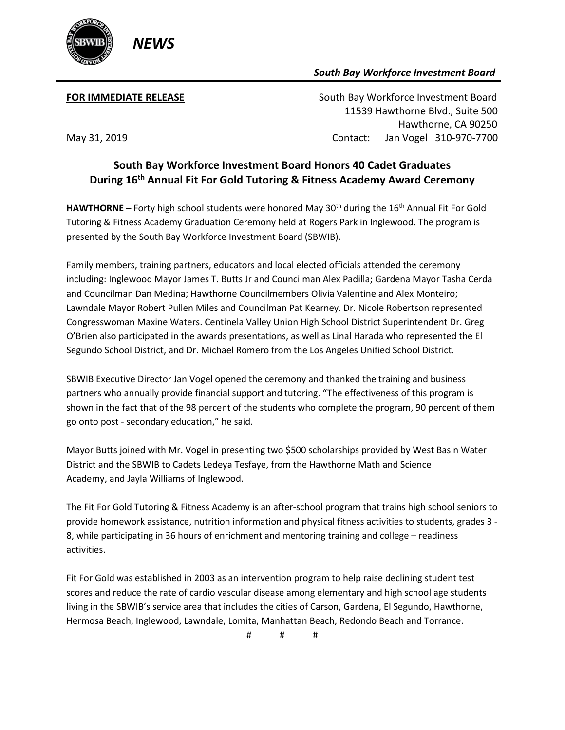*NEWS*

***South Bay Workforce Investment Board***

**FOR IMMEDIATE RELEASE**

South Bay Workforce Investment Board
11539 Hawthorne Blvd., Suite 500
Hawthorne, CA 90250
Contact: Jan Vogel 310-970-7700

May 31, 2019

## South Bay Workforce Investment Board Honors 40 Cadet Graduates During 16th Annual Fit For Gold Tutoring & Fitness Academy Award Ceremony

**HAWTHORNE –** Forty high school students were honored May 30th during the 16th Annual Fit For Gold Tutoring & Fitness Academy Graduation Ceremony held at Rogers Park in Inglewood. The program is presented by the South Bay Workforce Investment Board (SBWIB).

Family members, training partners, educators and local elected officials attended the ceremony including: Inglewood Mayor James T. Butts Jr and Councilman Alex Padilla; Gardena Mayor Tasha Cerda and Councilman Dan Medina; Hawthorne Councilmembers Olivia Valentine and Alex Monteiro; Lawndale Mayor Robert Pullen Miles and Councilman Pat Kearney. Dr. Nicole Robertson represented Congresswoman Maxine Waters. Centinela Valley Union High School District Superintendent Dr. Greg O'Brien also participated in the awards presentations, as well as Linal Harada who represented the El Segundo School District, and Dr. Michael Romero from the Los Angeles Unified School District.

SBWIB Executive Director Jan Vogel opened the ceremony and thanked the training and business partners who annually provide financial support and tutoring. "The effectiveness of this program is shown in the fact that of the 98 percent of the students who complete the program, 90 percent of them go onto post - secondary education," he said.

Mayor Butts joined with Mr. Vogel in presenting two $500 scholarships provided by West Basin Water District and the SBWIB to Cadets Ledeya Tesfaye, from the Hawthorne Math and Science Academy, and Jayla Williams of Inglewood.

The Fit For Gold Tutoring & Fitness Academy is an after-school program that trains high school seniors to provide homework assistance, nutrition information and physical fitness activities to students, grades 3 - 8, while participating in 36 hours of enrichment and mentoring training and college – readiness activities.

Fit For Gold was established in 2003 as an intervention program to help raise declining student test scores and reduce the rate of cardio vascular disease among elementary and high school age students living in the SBWIB's service area that includes the cities of Carson, Gardena, El Segundo, Hawthorne, Hermosa Beach, Inglewood, Lawndale, Lomita, Manhattan Beach, Redondo Beach and Torrance.

# # #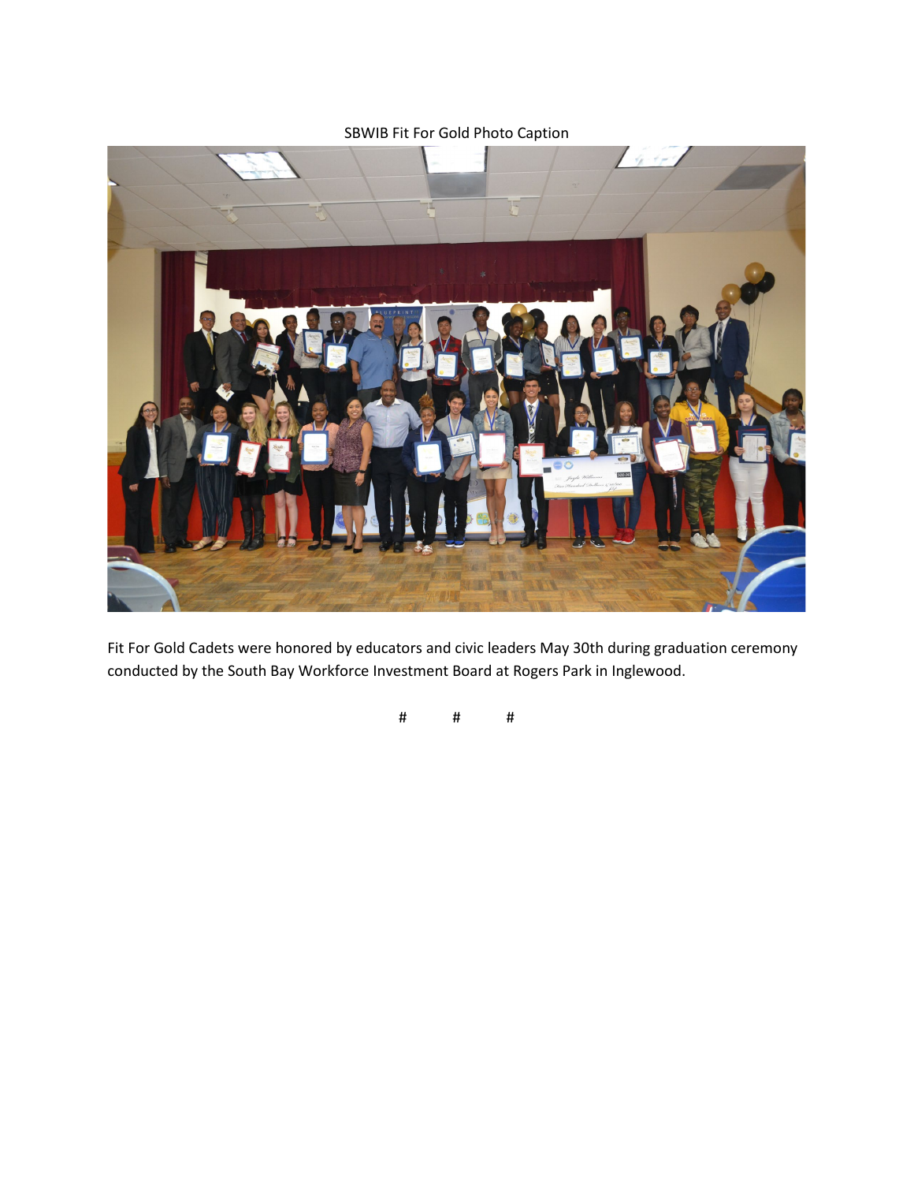SBWIB Fit For Gold Photo Caption

Fit For Gold Cadets were honored by educators and civic leaders May 30th during graduation ceremony conducted by the South Bay Workforce Investment Board at Rogers Park in Inglewood.

#   #   #